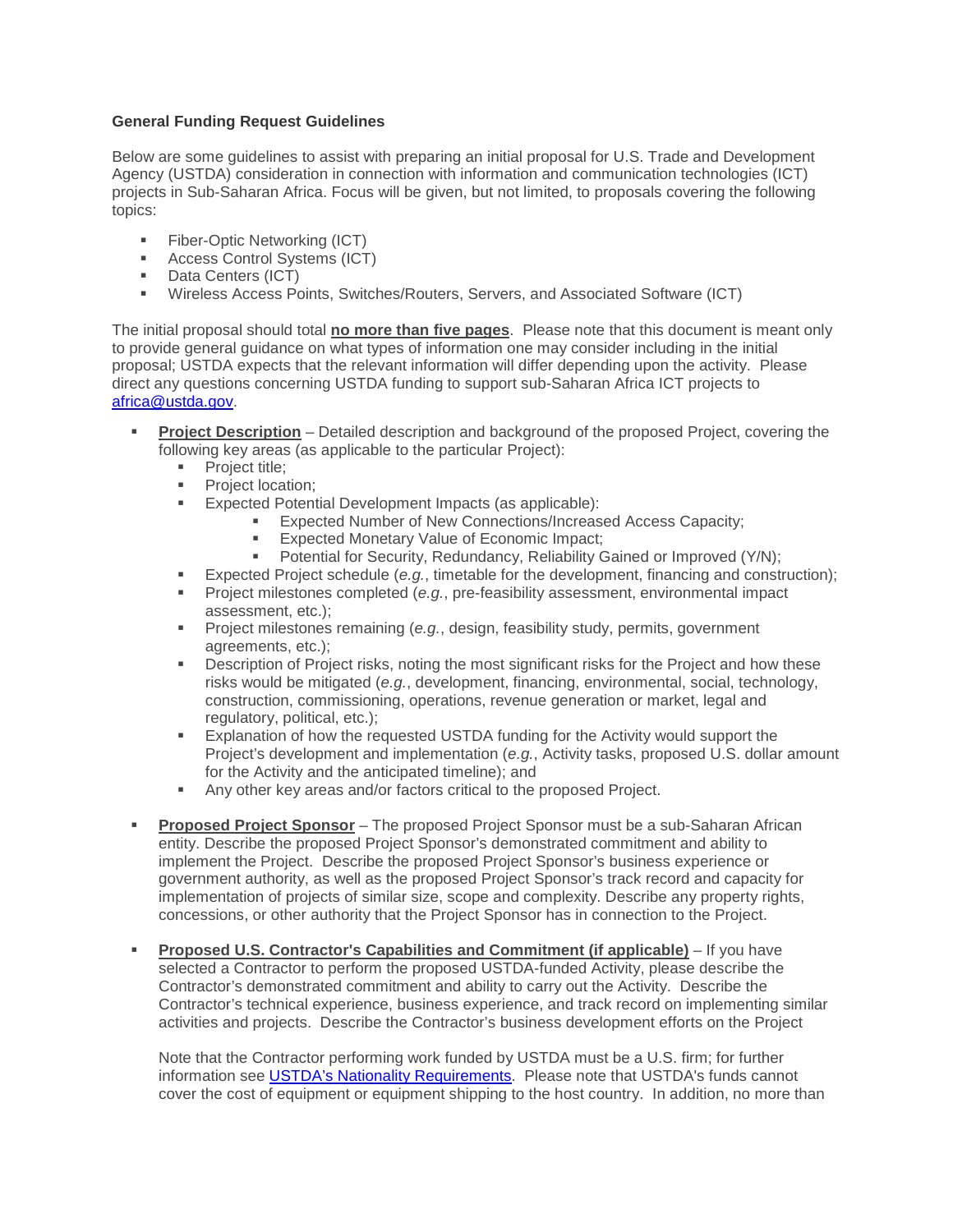**General Funding Request Guidelines**

Below are some guidelines to assist with preparing an initial proposal for U.S. Trade and Development Agency (USTDA) consideration in connection with information and communication technologies (ICT) projects in Sub-Saharan Africa. Focus will be given, but not limited, to proposals covering the following topics:

- Fiber-Optic Networking (ICT)
- Access Control Systems (ICT)
- Data Centers (ICT)
- Wireless Access Points, Switches/Routers, Servers, and Associated Software (ICT)

The initial proposal should total **no more than five pages**. Please note that this document is meant only to provide general guidance on what types of information one may consider including in the initial proposal; USTDA expects that the relevant information will differ depending upon the activity. Please direct any questions concerning USTDA funding to support sub-Saharan Africa ICT projects to [africa@ustda.gov](mailto:africa@ustda.gov).

- **Project Description** – Detailed description and background of the proposed Project, covering the following key areas (as applicable to the particular Project):
  - Project title;
  - Project location;
  - Expected Potential Development Impacts (as applicable):
    - Expected Number of New Connections/Increased Access Capacity;
    - Expected Monetary Value of Economic Impact;
    - Potential for Security, Redundancy, Reliability Gained or Improved (Y/N);
  - Expected Project schedule (*e.g.*, timetable for the development, financing and construction);
  - Project milestones completed (*e.g.*, pre-feasibility assessment, environmental impact assessment, etc.);
  - Project milestones remaining (*e.g.*, design, feasibility study, permits, government agreements, etc.);
  - Description of Project risks, noting the most significant risks for the Project and how these risks would be mitigated (*e.g.*, development, financing, environmental, social, technology, construction, commissioning, operations, revenue generation or market, legal and regulatory, political, etc.);
  - Explanation of how the requested USTDA funding for the Activity would support the Project's development and implementation (*e.g.*, Activity tasks, proposed U.S. dollar amount for the Activity and the anticipated timeline); and
  - Any other key areas and/or factors critical to the proposed Project.

- **Proposed Project Sponsor** – The proposed Project Sponsor must be a sub-Saharan African entity. Describe the proposed Project Sponsor's demonstrated commitment and ability to implement the Project. Describe the proposed Project Sponsor's business experience or government authority, as well as the proposed Project Sponsor's track record and capacity for implementation of projects of similar size, scope and complexity. Describe any property rights, concessions, or other authority that the Project Sponsor has in connection to the Project.

- **Proposed U.S. Contractor's Capabilities and Commitment (if applicable)** – If you have selected a Contractor to perform the proposed USTDA-funded Activity, please describe the Contractor's demonstrated commitment and ability to carry out the Activity. Describe the Contractor's technical experience, business experience, and track record on implementing similar activities and projects. Describe the Contractor's business development efforts on the Project

  Note that the Contractor performing work funded by USTDA must be a U.S. firm; for further information see [USTDA's Nationality Requirements](). Please note that USTDA's funds cannot cover the cost of equipment or equipment shipping to the host country. In addition, no more than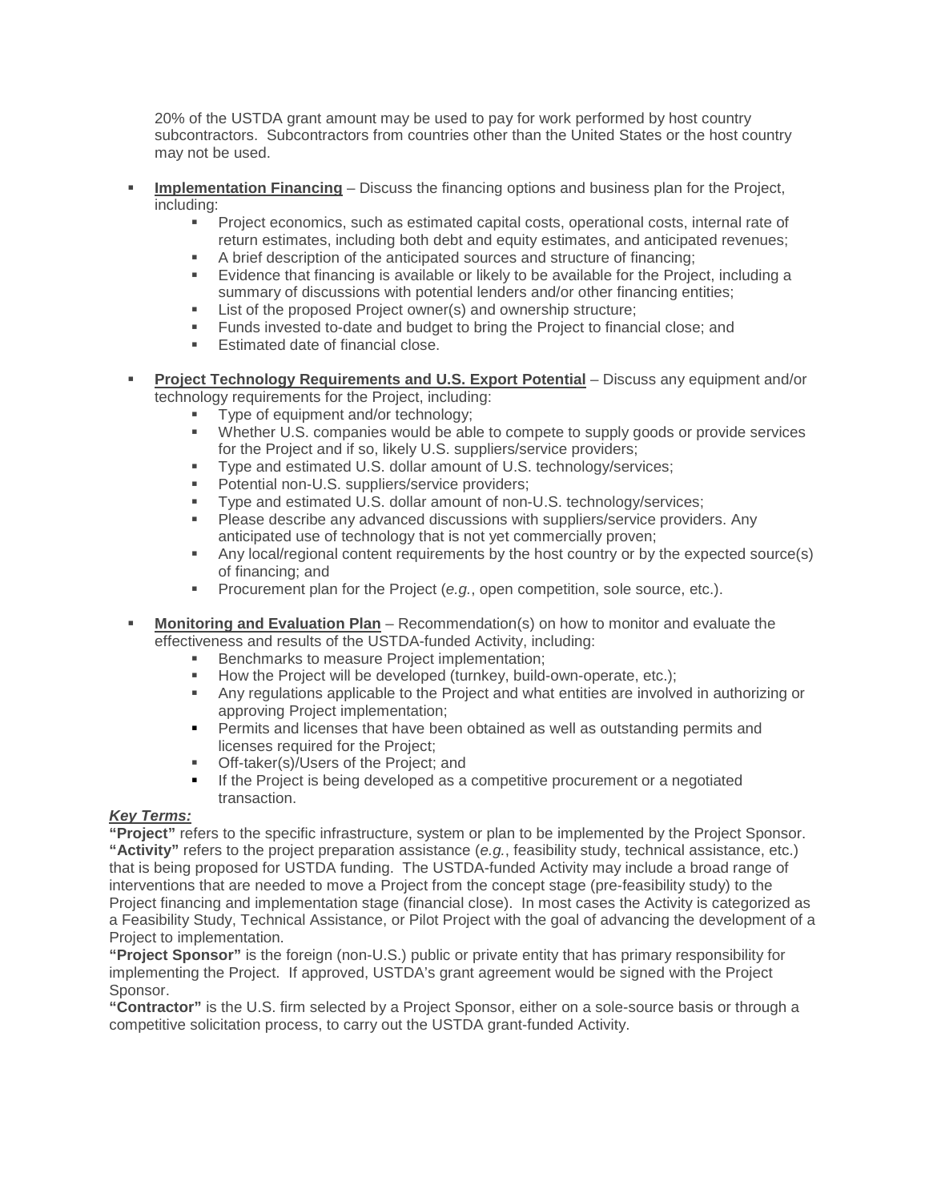20% of the USTDA grant amount may be used to pay for work performed by host country subcontractors. Subcontractors from countries other than the United States or the host country may not be used.

- **Implementation Financing** – Discuss the financing options and business plan for the Project, including:
  - Project economics, such as estimated capital costs, operational costs, internal rate of return estimates, including both debt and equity estimates, and anticipated revenues;
  - A brief description of the anticipated sources and structure of financing;
  - Evidence that financing is available or likely to be available for the Project, including a summary of discussions with potential lenders and/or other financing entities;
  - List of the proposed Project owner(s) and ownership structure;
  - Funds invested to-date and budget to bring the Project to financial close; and
  - Estimated date of financial close.

- **Project Technology Requirements and U.S. Export Potential** – Discuss any equipment and/or technology requirements for the Project, including:
  - Type of equipment and/or technology;
  - Whether U.S. companies would be able to compete to supply goods or provide services for the Project and if so, likely U.S. suppliers/service providers;
  - Type and estimated U.S. dollar amount of U.S. technology/services;
  - Potential non-U.S. suppliers/service providers;
  - Type and estimated U.S. dollar amount of non-U.S. technology/services;
  - Please describe any advanced discussions with suppliers/service providers. Any anticipated use of technology that is not yet commercially proven;
  - Any local/regional content requirements by the host country or by the expected source(s) of financing; and
  - Procurement plan for the Project (*e.g.*, open competition, sole source, etc.).

- **Monitoring and Evaluation Plan** – Recommendation(s) on how to monitor and evaluate the effectiveness and results of the USTDA-funded Activity, including:
  - Benchmarks to measure Project implementation;
  - How the Project will be developed (turnkey, build-own-operate, etc.);
  - Any regulations applicable to the Project and what entities are involved in authorizing or approving Project implementation;
  - Permits and licenses that have been obtained as well as outstanding permits and licenses required for the Project;
  - Off-taker(s)/Users of the Project; and
  - If the Project is being developed as a competitive procurement or a negotiated transaction.

***Key Terms:***

**"Project"** refers to the specific infrastructure, system or plan to be implemented by the Project Sponsor.
**"Activity"** refers to the project preparation assistance (*e.g.*, feasibility study, technical assistance, etc.) that is being proposed for USTDA funding. The USTDA-funded Activity may include a broad range of interventions that are needed to move a Project from the concept stage (pre-feasibility study) to the Project financing and implementation stage (financial close). In most cases the Activity is categorized as a Feasibility Study, Technical Assistance, or Pilot Project with the goal of advancing the development of a Project to implementation.
**"Project Sponsor"** is the foreign (non-U.S.) public or private entity that has primary responsibility for implementing the Project. If approved, USTDA's grant agreement would be signed with the Project Sponsor.
**"Contractor"** is the U.S. firm selected by a Project Sponsor, either on a sole-source basis or through a competitive solicitation process, to carry out the USTDA grant-funded Activity.